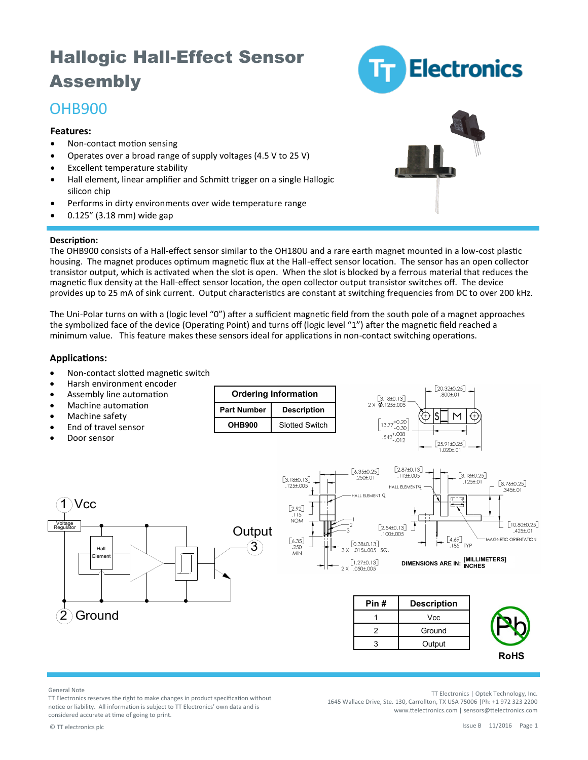# Hallogic Hall-Effect Sensor Assembly

## OHB900

### Features:

- Non-contact motion sensing
- Operates over a broad range of supply voltages (4.5 V to 25 V)
- Excellent temperature stability
- Hall element, linear amplifier and Schmitt trigger on a single Hallogic silicon chip
- Performs in dirty environments over wide temperature range
- 0.125” (3.18 mm) wide gap

### Description:

The OHB900 consists of a Hall-effect sensor similar to the OH180U and a rare earth magnet mounted in a low-cost plastic housing. The magnet produces optimum magnetic flux at the Hall-effect sensor location. The sensor has an open collector transistor output, which is activated when the slot is open. When the slot is blocked by a ferrous material that reduces the magnetic flux density at the Hall-effect sensor location, the open collector output transistor switches off. The device provides up to 25 mA of sink current. Output characteristics are constant at switching frequencies from DC to over 200 kHz.

The Uni-Polar turns on with a (logic level “0”) after a sufficient magnetic field from the south pole of a magnet approaches the symbolized face of the device (Operating Point) and turns off (logic level “1”) after the magnetic field reached a minimum value. This feature makes these sensors ideal for applications in non-contact switching operations.

### Applications:

- Non-contact slotted magnetic switch
- Harsh environment encoder
- Assembly line automation
- Machine automation
- Machine safety
- End of travel sensor
- Door sensor

| Ordering Information | |
|---|---|
| **Part Number** | **Description** |
| **OHB900** | Slotted Switch |

DIMENSIONS ARE IN: [MILLIMETERS] INCHES

1 Vcc

2 Ground

Output 3

| Pin # | Description |
|---|---|
| 1 | Vcc |
| 2 | Ground |
| 3 | Output |

RoHS

General Note

TT Electronics reserves the right to make changes in product specification without notice or liability. All information is subject to TT Electronics’ own data and is considered accurate at time of going to print.

TT Electronics | Optek Technology, Inc.
1645 Wallace Drive, Ste. 130, Carrollton, TX USA 75006 | Ph: +1 972 323 2200
www.ttelectronics.com | sensors@ttelectronics.com

© TT electronics plc

Issue B 11/2016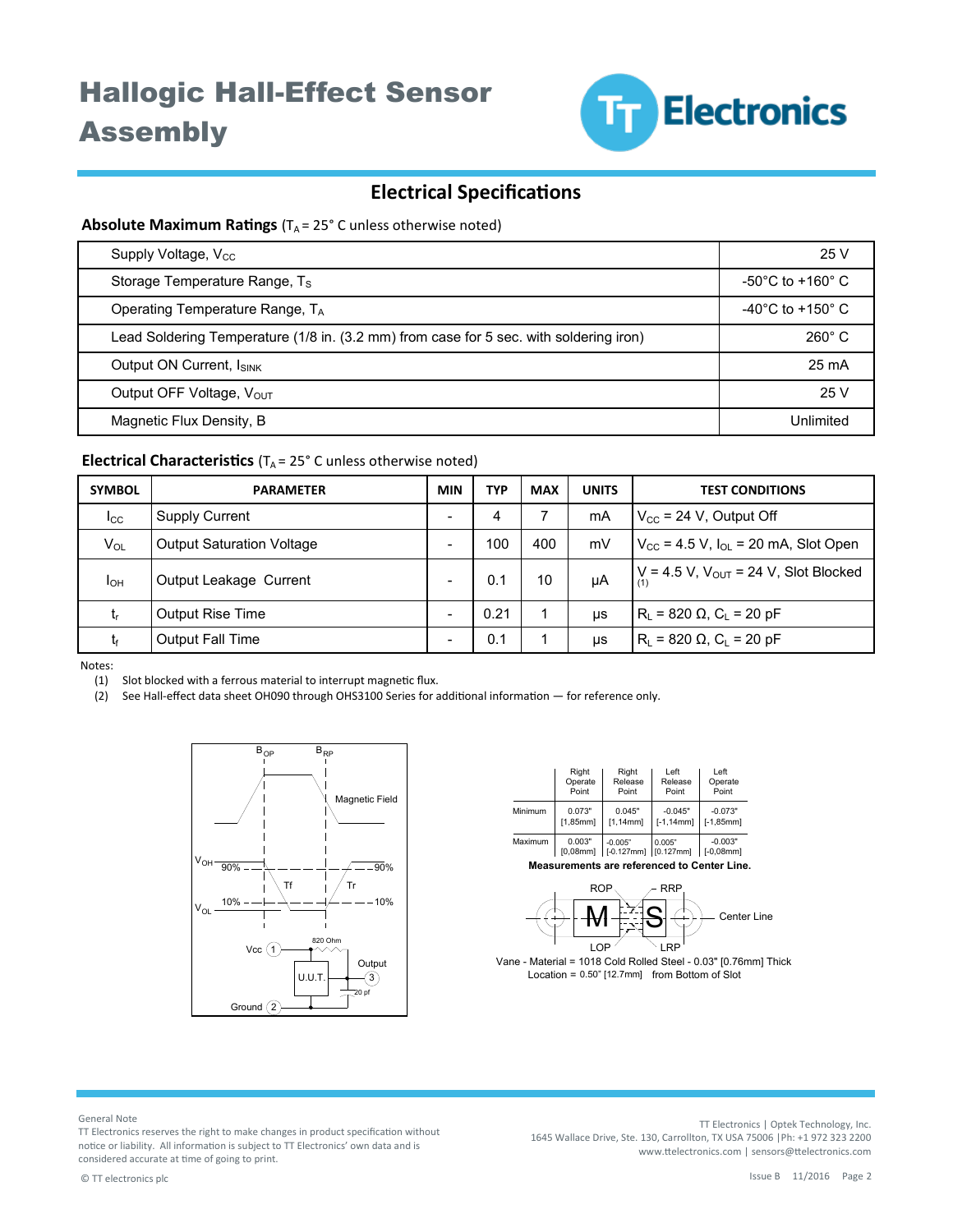# Hallogic Hall-Effect Sensor Assembly

## Electrical Specifications

### Absolute Maximum Ratings ($T_A$ = 25° C unless otherwise noted)

| Parameter | Rating |
|---|---|
| Supply Voltage, $V_{CC}$ | 25 V |
| Storage Temperature Range, $T_S$ | -50°C to +160° C |
| Operating Temperature Range, $T_A$ | -40°C to +150° C |
| Lead Soldering Temperature (1/8 in. (3.2 mm) from case for 5 sec. with soldering iron) | 260° C |
| Output ON Current, $I_{SINK}$ | 25 mA |
| Output OFF Voltage, $V_{OUT}$ | 25 V |
| Magnetic Flux Density, B | Unlimited |

### Electrical Characteristics ($T_A$ = 25° C unless otherwise noted)

| SYMBOL | PARAMETER | MIN | TYP | MAX | UNITS | TEST CONDITIONS |
|---|---|---|---|---|---|---|
| $I_{CC}$ | Supply Current | - | 4 | 7 | mA | $V_{CC}$ = 24 V, Output Off |
| $V_{OL}$ | Output Saturation Voltage | - | 100 | 400 | mV | $V_{CC}$ = 4.5 V, $I_{OL}$ = 20 mA, Slot Open |
| $I_{OH}$ | Output Leakage Current | - | 0.1 | 10 | µA | V = 4.5 V, $V_{OUT}$ = 24 V, Slot Blocked (1) |
| $t_r$ | Output Rise Time | - | 0.21 | 1 | µs | $R_L$ = 820 Ω, $C_L$ = 20 pF |
| $t_f$ | Output Fall Time | - | 0.1 | 1 | µs | $R_L$ = 820 Ω, $C_L$ = 20 pF |

Notes:

(1) Slot blocked with a ferrous material to interrupt magnetic flux.

(2) See Hall-effect data sheet OH090 through OHS3100 Series for additional information — for reference only.

|  | Right Operate Point | Right Release Point | Left Release Point | Left Operate Point |
|---|---|---|---|---|
| Minimum | 0.073" [1,85mm] | 0.045" [1,14mm] | -0.045" [-1,14mm] | -0.073" [-1,85mm] |
| Maximum | 0.003" [0,08mm] | -0.005" [-0.127mm] | 0.005" [0.127mm] | -0.003" [-0,08mm] |

**Measurements are referenced to Center Line.**

Vane - Material = 1018 Cold Rolled Steel - 0.03" [0.76mm] Thick
Location = 0.50" [12.7mm] from Bottom of Slot

General Note

TT Electronics reserves the right to make changes in product specification without notice or liability. All information is subject to TT Electronics' own data and is considered accurate at time of going to print.

© TT electronics plc

TT Electronics | Optek Technology, Inc.
1645 Wallace Drive, Ste. 130, Carrollton, TX USA 75006 | Ph: +1 972 323 2200
www.ttelectronics.com | sensors@ttelectronics.com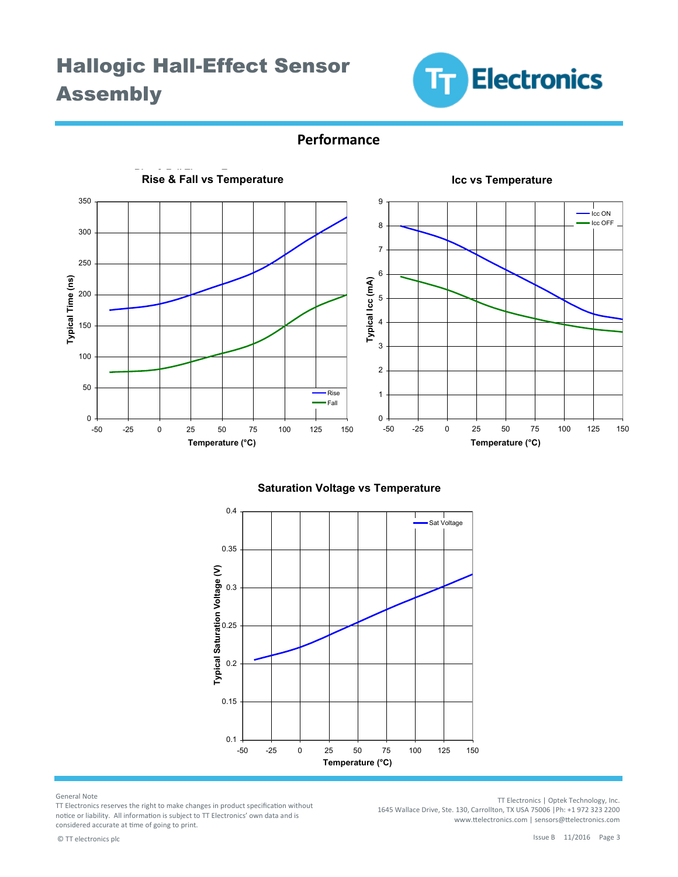## Performance

**Rise & Fall vs Temperature**

Typical Time (ns)

350
300
250
200
150
100
50
0

-50 -25 0 25 50 75 100 125 150

Temperature (°C)

Rise
Fall

**Icc vs Temperature**

Typical Icc (mA)

9
8
7
6
5
4
3
2
1
0

-50 -25 0 25 50 75 100 125 150

Temperature (°C)

Icc ON
Icc OFF

**Saturation Voltage vs Temperature**

Typical Saturation Voltage (V)

0.4
0.35
0.3
0.25
0.2
0.15
0.1

-50 -25 0 25 50 75 100 125 150

Temperature (°C)

Sat Voltage

General Note

TT Electronics reserves the right to make changes in product specification without notice or liability. All information is subject to TT Electronics' own data and is considered accurate at time of going to print.

© TT electronics plc

TT Electronics | Optek Technology, Inc.
1645 Wallace Drive, Ste. 130, Carrollton, TX USA 75006 |Ph: +1 972 323 2200
www.ttelectronics.com | sensors@ttelectronics.com

Issue B 11/2016